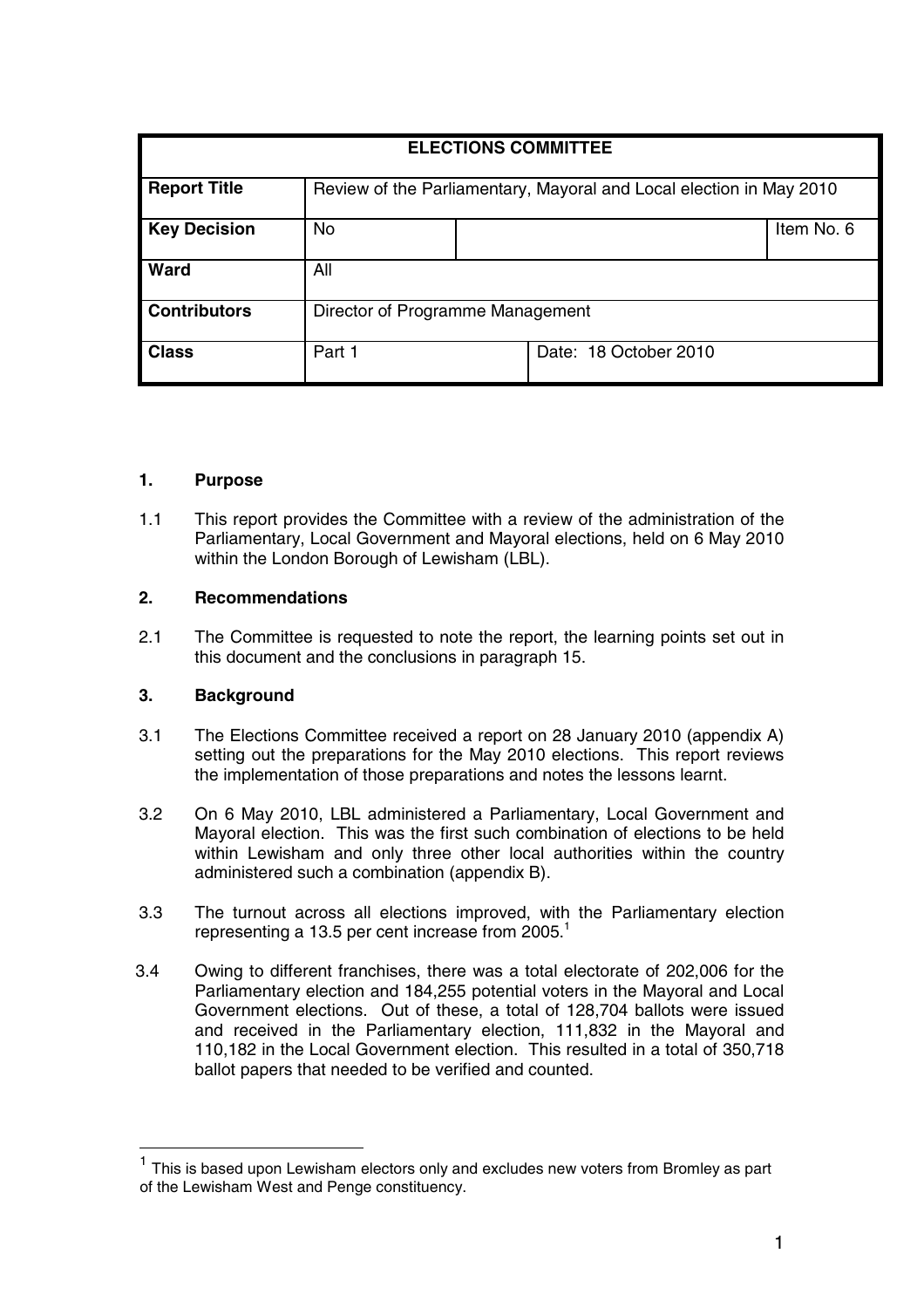| ELECTIONS COMMITTEE | | | |
|---|---|---|---|
| **Report Title** | Review of the Parliamentary, Mayoral and Local election in May 2010 | | |
| **Key Decision** | No | | Item No. 6 |
| **Ward** | All | | |
| **Contributors** | Director of Programme Management | | |
| **Class** | Part 1 | Date: 18 October 2010 | |

## 1. Purpose

1.1 This report provides the Committee with a review of the administration of the Parliamentary, Local Government and Mayoral elections, held on 6 May 2010 within the London Borough of Lewisham (LBL).

## 2. Recommendations

2.1 The Committee is requested to note the report, the learning points set out in this document and the conclusions in paragraph 15.

## 3. Background

3.1 The Elections Committee received a report on 28 January 2010 (appendix A) setting out the preparations for the May 2010 elections. This report reviews the implementation of those preparations and notes the lessons learnt.

3.2 On 6 May 2010, LBL administered a Parliamentary, Local Government and Mayoral election. This was the first such combination of elections to be held within Lewisham and only three other local authorities within the country administered such a combination (appendix B).

3.3 The turnout across all elections improved, with the Parliamentary election representing a 13.5 per cent increase from 2005.[1]

3.4 Owing to different franchises, there was a total electorate of 202,006 for the Parliamentary election and 184,255 potential voters in the Mayoral and Local Government elections. Out of these, a total of 128,704 ballots were issued and received in the Parliamentary election, 111,832 in the Mayoral and 110,182 in the Local Government election. This resulted in a total of 350,718 ballot papers that needed to be verified and counted.

---

[1] This is based upon Lewisham electors only and excludes new voters from Bromley as part of the Lewisham West and Penge constituency.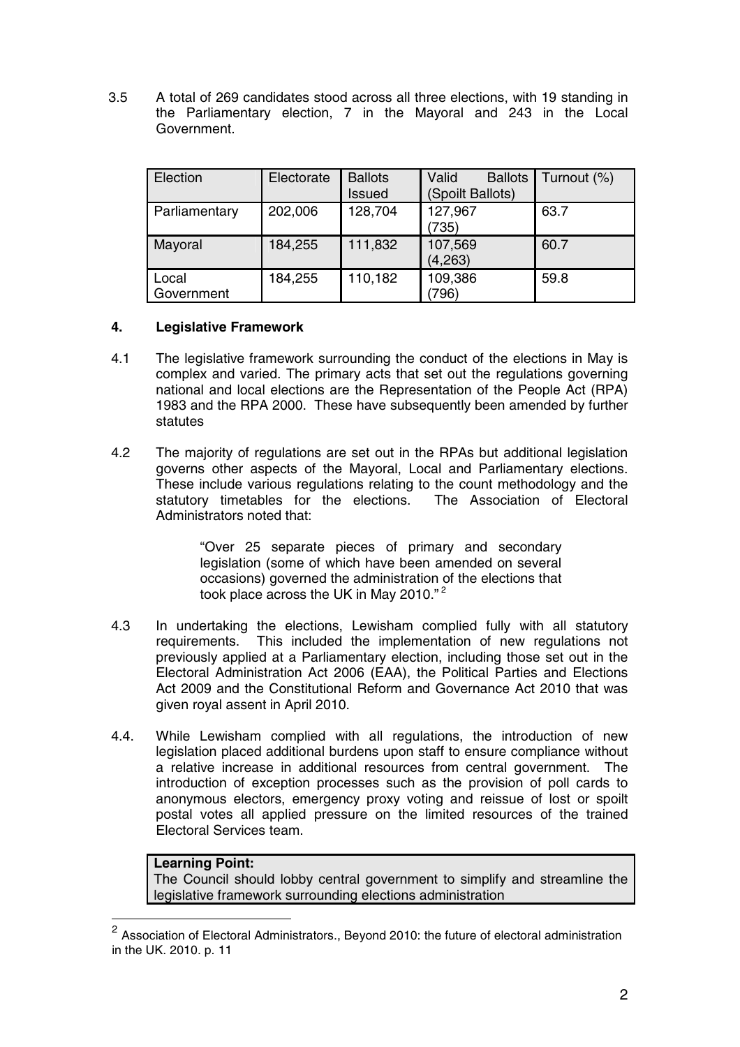3.5 A total of 269 candidates stood across all three elections, with 19 standing in the Parliamentary election, 7 in the Mayoral and 243 in the Local Government.

| Election | Electorate | Ballots Issued | Valid Ballots (Spoilt Ballots) | Turnout (%) |
|---|---|---|---|---|
| Parliamentary | 202,006 | 128,704 | 127,967 (735) | 63.7 |
| Mayoral | 184,255 | 111,832 | 107,569 (4,263) | 60.7 |
| Local Government | 184,255 | 110,182 | 109,386 (796) | 59.8 |

## 4. Legislative Framework

4.1 The legislative framework surrounding the conduct of the elections in May is complex and varied. The primary acts that set out the regulations governing national and local elections are the Representation of the People Act (RPA) 1983 and the RPA 2000. These have subsequently been amended by further statutes

4.2 The majority of regulations are set out in the RPAs but additional legislation governs other aspects of the Mayoral, Local and Parliamentary elections. These include various regulations relating to the count methodology and the statutory timetables for the elections. The Association of Electoral Administrators noted that:

> "Over 25 separate pieces of primary and secondary legislation (some of which have been amended on several occasions) governed the administration of the elections that took place across the UK in May 2010." [2]

4.3 In undertaking the elections, Lewisham complied fully with all statutory requirements. This included the implementation of new regulations not previously applied at a Parliamentary election, including those set out in the Electoral Administration Act 2006 (EAA), the Political Parties and Elections Act 2009 and the Constitutional Reform and Governance Act 2010 that was given royal assent in April 2010.

4.4. While Lewisham complied with all regulations, the introduction of new legislation placed additional burdens upon staff to ensure compliance without a relative increase in additional resources from central government. The introduction of exception processes such as the provision of poll cards to anonymous electors, emergency proxy voting and reissue of lost or spoilt postal votes all applied pressure on the limited resources of the trained Electoral Services team.

**Learning Point:**
The Council should lobby central government to simplify and streamline the legislative framework surrounding elections administration

---

[2] Association of Electoral Administrators., Beyond 2010: the future of electoral administration in the UK. 2010. p. 11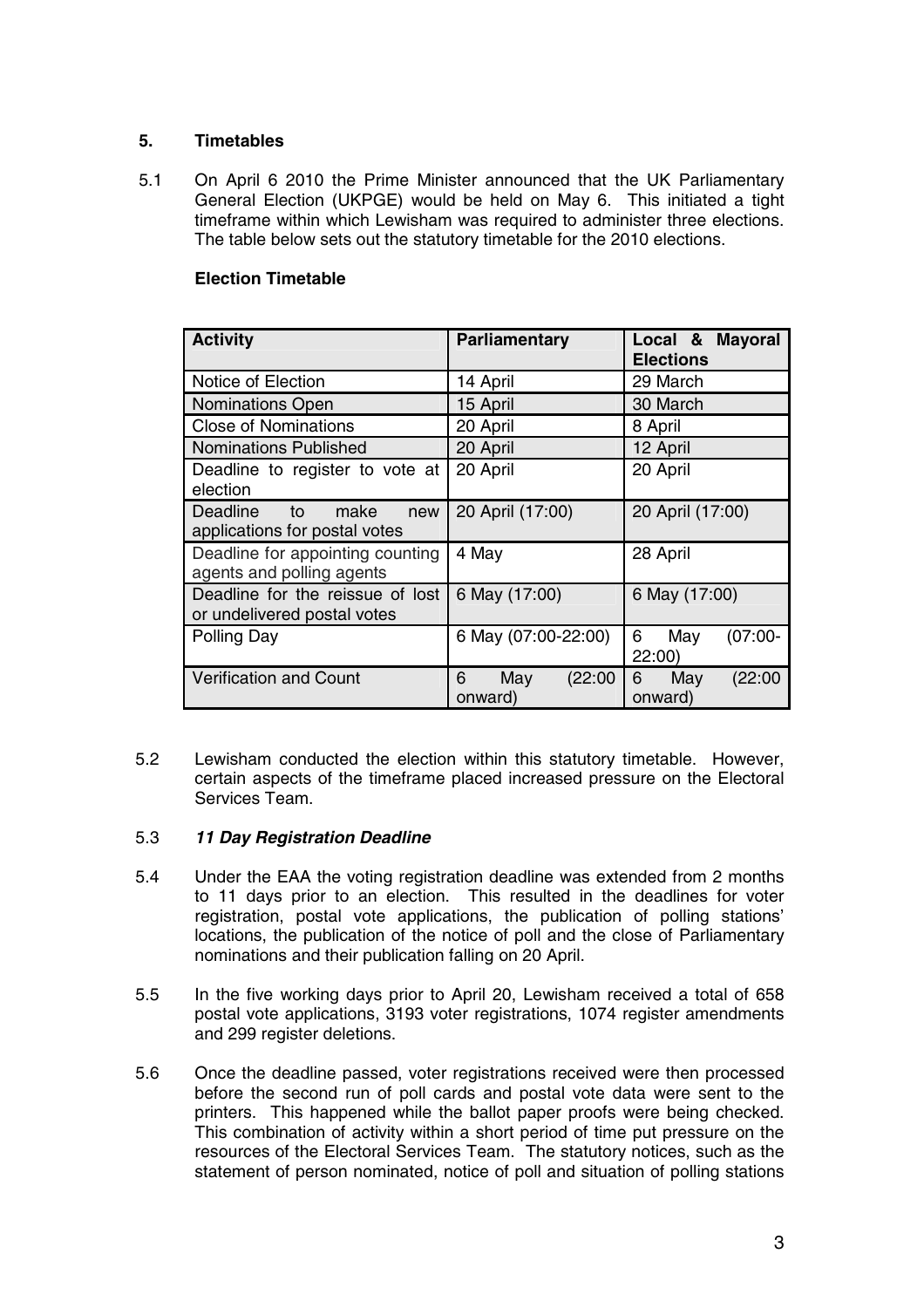## 5. Timetables

5.1 On April 6 2010 the Prime Minister announced that the UK Parliamentary General Election (UKPGE) would be held on May 6. This initiated a tight timeframe within which Lewisham was required to administer three elections. The table below sets out the statutory timetable for the 2010 elections.

**Election Timetable**

| Activity | Parliamentary | Local & Mayoral Elections |
|---|---|---|
| Notice of Election | 14 April | 29 March |
| Nominations Open | 15 April | 30 March |
| Close of Nominations | 20 April | 8 April |
| Nominations Published | 20 April | 12 April |
| Deadline to register to vote at election | 20 April | 20 April |
| Deadline to make new applications for postal votes | 20 April (17:00) | 20 April (17:00) |
| Deadline for appointing counting agents and polling agents | 4 May | 28 April |
| Deadline for the reissue of lost or undelivered postal votes | 6 May (17:00) | 6 May (17:00) |
| Polling Day | 6 May (07:00-22:00) | 6 May (07:00-22:00) |
| Verification and Count | 6 May (22:00 onward) | 6 May (22:00 onward) |

5.2 Lewisham conducted the election within this statutory timetable. However, certain aspects of the timeframe placed increased pressure on the Electoral Services Team.

5.3 ***11 Day Registration Deadline***

5.4 Under the EAA the voting registration deadline was extended from 2 months to 11 days prior to an election. This resulted in the deadlines for voter registration, postal vote applications, the publication of polling stations' locations, the publication of the notice of poll and the close of Parliamentary nominations and their publication falling on 20 April.

5.5 In the five working days prior to April 20, Lewisham received a total of 658 postal vote applications, 3193 voter registrations, 1074 register amendments and 299 register deletions.

5.6 Once the deadline passed, voter registrations received were then processed before the second run of poll cards and postal vote data were sent to the printers. This happened while the ballot paper proofs were being checked. This combination of activity within a short period of time put pressure on the resources of the Electoral Services Team. The statutory notices, such as the statement of person nominated, notice of poll and situation of polling stations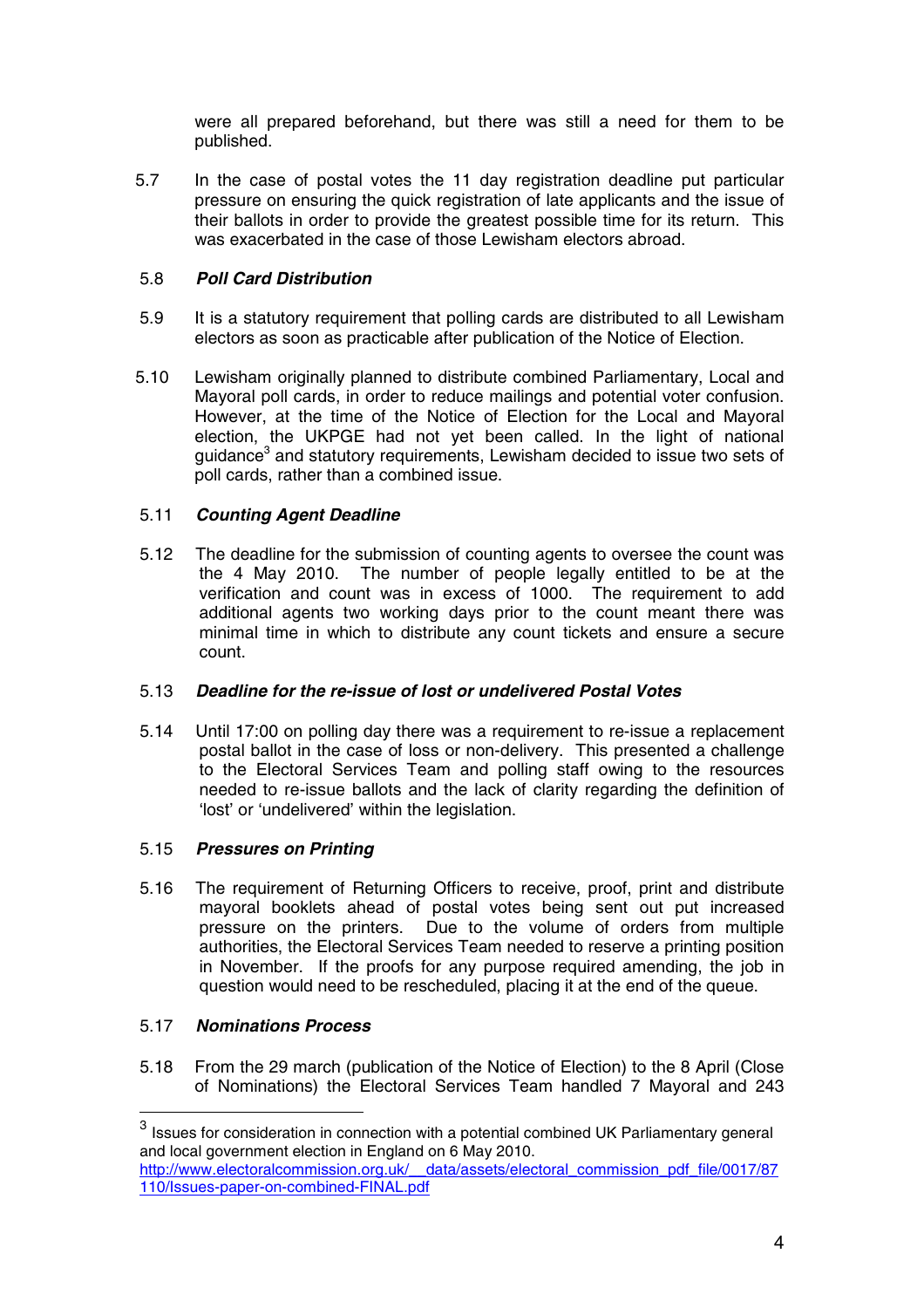were all prepared beforehand, but there was still a need for them to be published.

5.7 In the case of postal votes the 11 day registration deadline put particular pressure on ensuring the quick registration of late applicants and the issue of their ballots in order to provide the greatest possible time for its return. This was exacerbated in the case of those Lewisham electors abroad.

5.8 ***Poll Card Distribution***

5.9 It is a statutory requirement that polling cards are distributed to all Lewisham electors as soon as practicable after publication of the Notice of Election.

5.10 Lewisham originally planned to distribute combined Parliamentary, Local and Mayoral poll cards, in order to reduce mailings and potential voter confusion. However, at the time of the Notice of Election for the Local and Mayoral election, the UKPGE had not yet been called. In the light of national guidance[3] and statutory requirements, Lewisham decided to issue two sets of poll cards, rather than a combined issue.

5.11 ***Counting Agent Deadline***

5.12 The deadline for the submission of counting agents to oversee the count was the 4 May 2010. The number of people legally entitled to be at the verification and count was in excess of 1000. The requirement to add additional agents two working days prior to the count meant there was minimal time in which to distribute any count tickets and ensure a secure count.

5.13 ***Deadline for the re-issue of lost or undelivered Postal Votes***

5.14 Until 17:00 on polling day there was a requirement to re-issue a replacement postal ballot in the case of loss or non-delivery. This presented a challenge to the Electoral Services Team and polling staff owing to the resources needed to re-issue ballots and the lack of clarity regarding the definition of 'lost' or 'undelivered' within the legislation.

5.15 ***Pressures on Printing***

5.16 The requirement of Returning Officers to receive, proof, print and distribute mayoral booklets ahead of postal votes being sent out put increased pressure on the printers. Due to the volume of orders from multiple authorities, the Electoral Services Team needed to reserve a printing position in November. If the proofs for any purpose required amending, the job in question would need to be rescheduled, placing it at the end of the queue.

5.17 ***Nominations Process***

5.18 From the 29 march (publication of the Notice of Election) to the 8 April (Close of Nominations) the Electoral Services Team handled 7 Mayoral and 243

---

[3] Issues for consideration in connection with a potential combined UK Parliamentary general and local government election in England on 6 May 2010.
http://www.electoralcommission.org.uk/__data/assets/electoral_commission_pdf_file/0017/87110/Issues-paper-on-combined-FINAL.pdf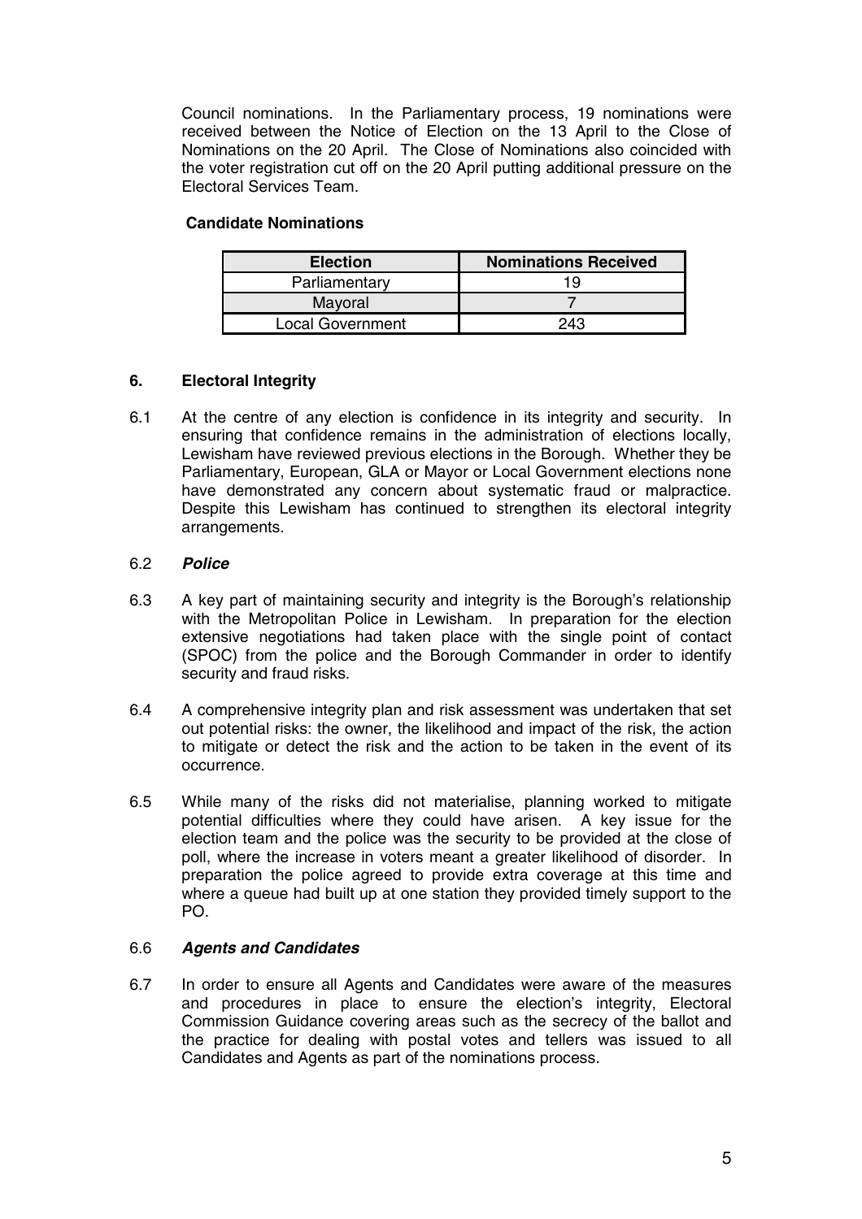Council nominations. In the Parliamentary process, 19 nominations were received between the Notice of Election on the 13 April to the Close of Nominations on the 20 April. The Close of Nominations also coincided with the voter registration cut off on the 20 April putting additional pressure on the Electoral Services Team.

**Candidate Nominations**

| Election | Nominations Received |
| --- | --- |
| Parliamentary | 19 |
| Mayoral | 7 |
| Local Government | 243 |

## 6. Electoral Integrity

6.1 At the centre of any election is confidence in its integrity and security. In ensuring that confidence remains in the administration of elections locally, Lewisham have reviewed previous elections in the Borough. Whether they be Parliamentary, European, GLA or Mayor or Local Government elections none have demonstrated any concern about systematic fraud or malpractice. Despite this Lewisham has continued to strengthen its electoral integrity arrangements.

6.2 ***Police***

6.3 A key part of maintaining security and integrity is the Borough's relationship with the Metropolitan Police in Lewisham. In preparation for the election extensive negotiations had taken place with the single point of contact (SPOC) from the police and the Borough Commander in order to identify security and fraud risks.

6.4 A comprehensive integrity plan and risk assessment was undertaken that set out potential risks: the owner, the likelihood and impact of the risk, the action to mitigate or detect the risk and the action to be taken in the event of its occurrence.

6.5 While many of the risks did not materialise, planning worked to mitigate potential difficulties where they could have arisen. A key issue for the election team and the police was the security to be provided at the close of poll, where the increase in voters meant a greater likelihood of disorder. In preparation the police agreed to provide extra coverage at this time and where a queue had built up at one station they provided timely support to the PO.

6.6 ***Agents and Candidates***

6.7 In order to ensure all Agents and Candidates were aware of the measures and procedures in place to ensure the election's integrity, Electoral Commission Guidance covering areas such as the secrecy of the ballot and the practice for dealing with postal votes and tellers was issued to all Candidates and Agents as part of the nominations process.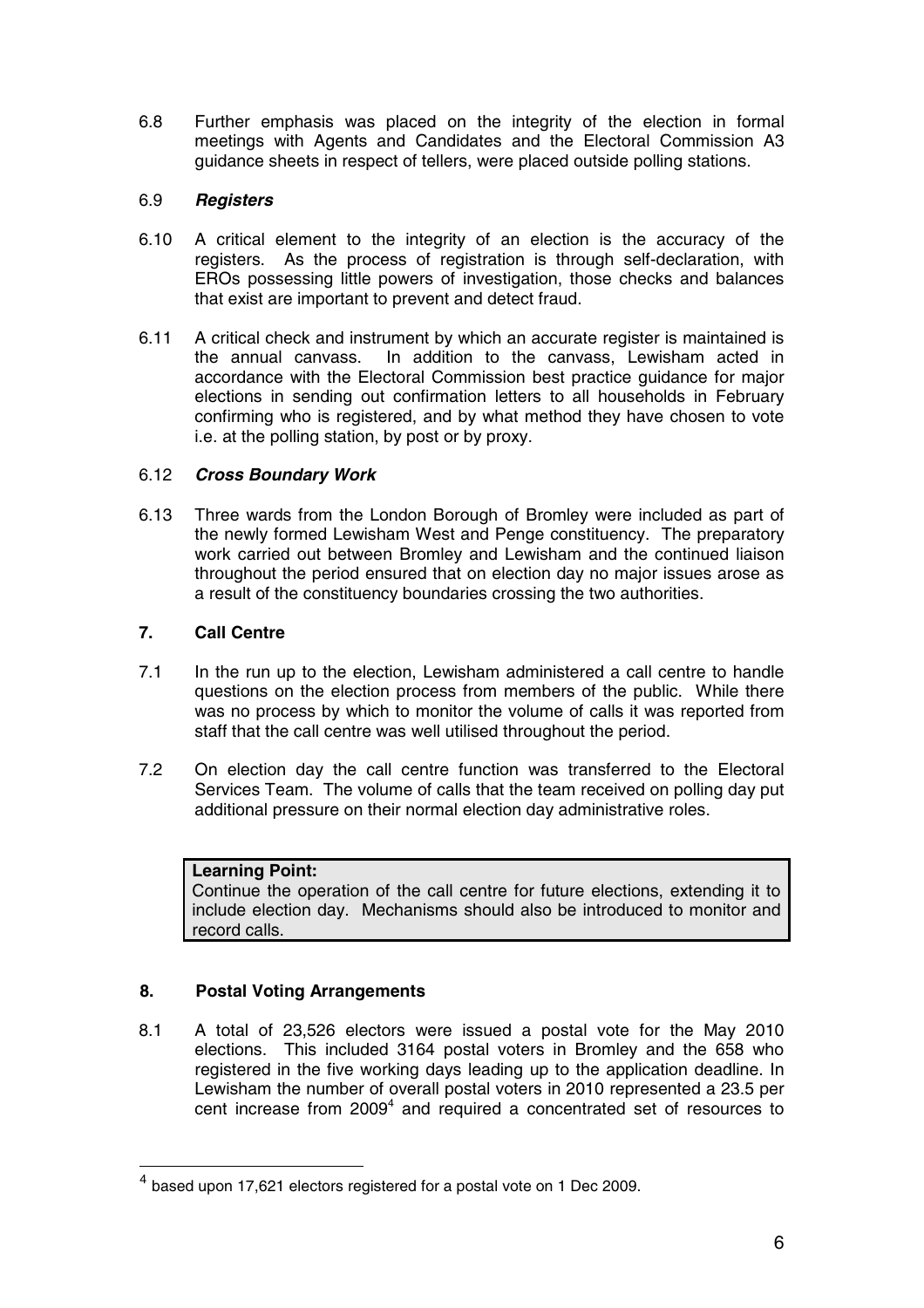6.8 Further emphasis was placed on the integrity of the election in formal meetings with Agents and Candidates and the Electoral Commission A3 guidance sheets in respect of tellers, were placed outside polling stations.

6.9 ***Registers***

6.10 A critical element to the integrity of an election is the accuracy of the registers. As the process of registration is through self-declaration, with EROs possessing little powers of investigation, those checks and balances that exist are important to prevent and detect fraud.

6.11 A critical check and instrument by which an accurate register is maintained is the annual canvass. In addition to the canvass, Lewisham acted in accordance with the Electoral Commission best practice guidance for major elections in sending out confirmation letters to all households in February confirming who is registered, and by what method they have chosen to vote i.e. at the polling station, by post or by proxy.

6.12 ***Cross Boundary Work***

6.13 Three wards from the London Borough of Bromley were included as part of the newly formed Lewisham West and Penge constituency. The preparatory work carried out between Bromley and Lewisham and the continued liaison throughout the period ensured that on election day no major issues arose as a result of the constituency boundaries crossing the two authorities.

## 7. Call Centre

7.1 In the run up to the election, Lewisham administered a call centre to handle questions on the election process from members of the public. While there was no process by which to monitor the volume of calls it was reported from staff that the call centre was well utilised throughout the period.

7.2 On election day the call centre function was transferred to the Electoral Services Team. The volume of calls that the team received on polling day put additional pressure on their normal election day administrative roles.

> **Learning Point:**
> Continue the operation of the call centre for future elections, extending it to include election day. Mechanisms should also be introduced to monitor and record calls.

## 8. Postal Voting Arrangements

8.1 A total of 23,526 electors were issued a postal vote for the May 2010 elections. This included 3164 postal voters in Bromley and the 658 who registered in the five working days leading up to the application deadline. In Lewisham the number of overall postal voters in 2010 represented a 23.5 per cent increase from 2009[4] and required a concentrated set of resources to

---

[4] based upon 17,621 electors registered for a postal vote on 1 Dec 2009.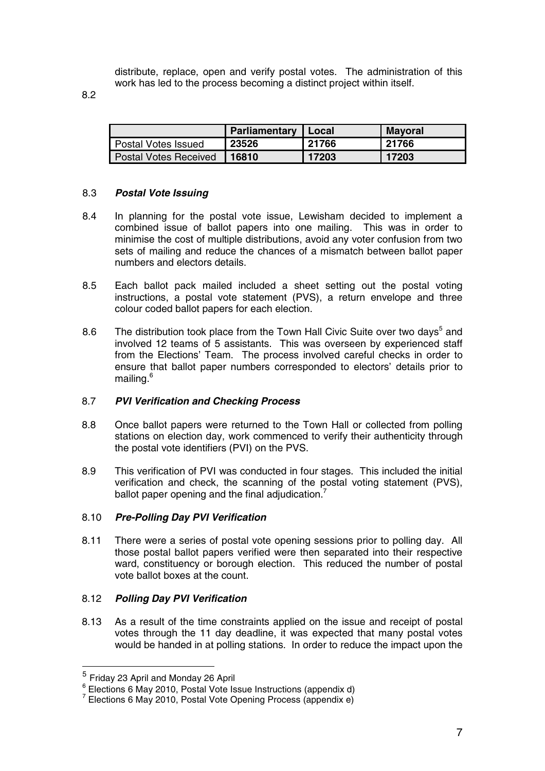distribute, replace, open and verify postal votes. The administration of this work has led to the process becoming a distinct project within itself.

8.2

| | Parliamentary | Local | Mayoral |
|---|---|---|---|
| Postal Votes Issued | **23526** | **21766** | **21766** |
| Postal Votes Received | **16810** | **17203** | **17203** |

8.3 ***Postal Vote Issuing***

8.4 In planning for the postal vote issue, Lewisham decided to implement a combined issue of ballot papers into one mailing. This was in order to minimise the cost of multiple distributions, avoid any voter confusion from two sets of mailing and reduce the chances of a mismatch between ballot paper numbers and electors details.

8.5 Each ballot pack mailed included a sheet setting out the postal voting instructions, a postal vote statement (PVS), a return envelope and three colour coded ballot papers for each election.

8.6 The distribution took place from the Town Hall Civic Suite over two days[5] and involved 12 teams of 5 assistants. This was overseen by experienced staff from the Elections' Team. The process involved careful checks in order to ensure that ballot paper numbers corresponded to electors' details prior to mailing.[6]

8.7 ***PVI Verification and Checking Process***

8.8 Once ballot papers were returned to the Town Hall or collected from polling stations on election day, work commenced to verify their authenticity through the postal vote identifiers (PVI) on the PVS.

8.9 This verification of PVI was conducted in four stages. This included the initial verification and check, the scanning of the postal voting statement (PVS), ballot paper opening and the final adjudication.[7]

8.10 ***Pre-Polling Day PVI Verification***

8.11 There were a series of postal vote opening sessions prior to polling day. All those postal ballot papers verified were then separated into their respective ward, constituency or borough election. This reduced the number of postal vote ballot boxes at the count.

8.12 ***Polling Day PVI Verification***

8.13 As a result of the time constraints applied on the issue and receipt of postal votes through the 11 day deadline, it was expected that many postal votes would be handed in at polling stations. In order to reduce the impact upon the

---

[5] Friday 23 April and Monday 26 April

[6] Elections 6 May 2010, Postal Vote Issue Instructions (appendix d)

[7] Elections 6 May 2010, Postal Vote Opening Process (appendix e)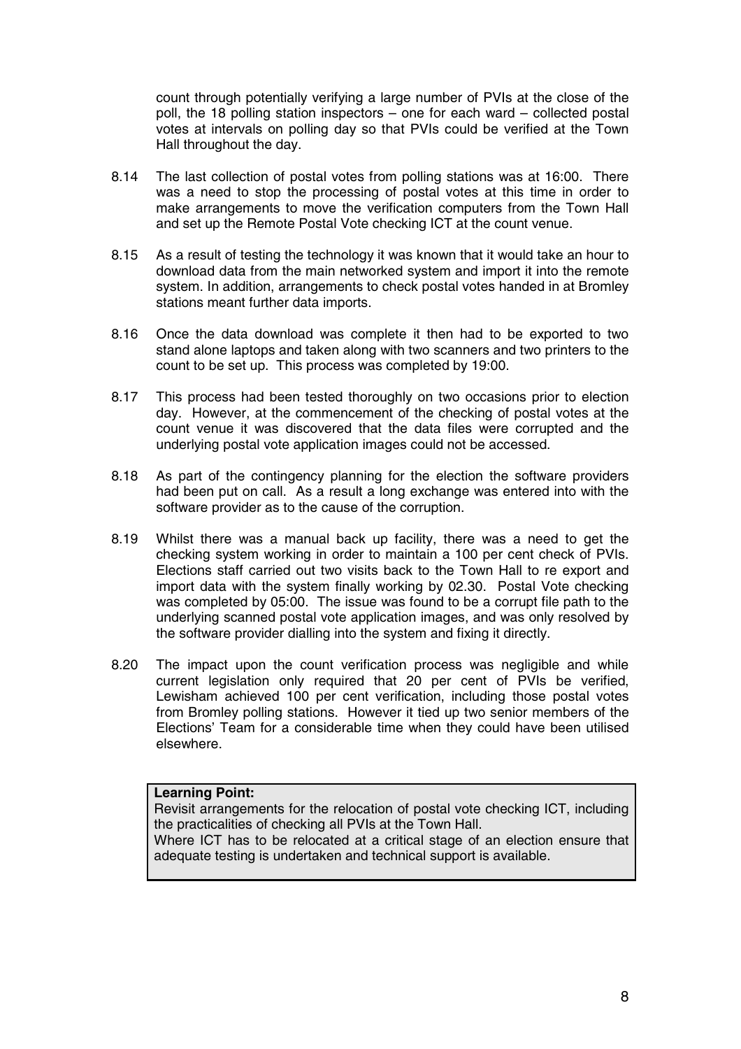count through potentially verifying a large number of PVIs at the close of the poll, the 18 polling station inspectors – one for each ward – collected postal votes at intervals on polling day so that PVIs could be verified at the Town Hall throughout the day.

8.14 The last collection of postal votes from polling stations was at 16:00. There was a need to stop the processing of postal votes at this time in order to make arrangements to move the verification computers from the Town Hall and set up the Remote Postal Vote checking ICT at the count venue.

8.15 As a result of testing the technology it was known that it would take an hour to download data from the main networked system and import it into the remote system. In addition, arrangements to check postal votes handed in at Bromley stations meant further data imports.

8.16 Once the data download was complete it then had to be exported to two stand alone laptops and taken along with two scanners and two printers to the count to be set up. This process was completed by 19:00.

8.17 This process had been tested thoroughly on two occasions prior to election day. However, at the commencement of the checking of postal votes at the count venue it was discovered that the data files were corrupted and the underlying postal vote application images could not be accessed.

8.18 As part of the contingency planning for the election the software providers had been put on call. As a result a long exchange was entered into with the software provider as to the cause of the corruption.

8.19 Whilst there was a manual back up facility, there was a need to get the checking system working in order to maintain a 100 per cent check of PVIs. Elections staff carried out two visits back to the Town Hall to re export and import data with the system finally working by 02.30. Postal Vote checking was completed by 05:00. The issue was found to be a corrupt file path to the underlying scanned postal vote application images, and was only resolved by the software provider dialling into the system and fixing it directly.

8.20 The impact upon the count verification process was negligible and while current legislation only required that 20 per cent of PVIs be verified, Lewisham achieved 100 per cent verification, including those postal votes from Bromley polling stations. However it tied up two senior members of the Elections' Team for a considerable time when they could have been utilised elsewhere.

**Learning Point:**
Revisit arrangements for the relocation of postal vote checking ICT, including the practicalities of checking all PVIs at the Town Hall.
Where ICT has to be relocated at a critical stage of an election ensure that adequate testing is undertaken and technical support is available.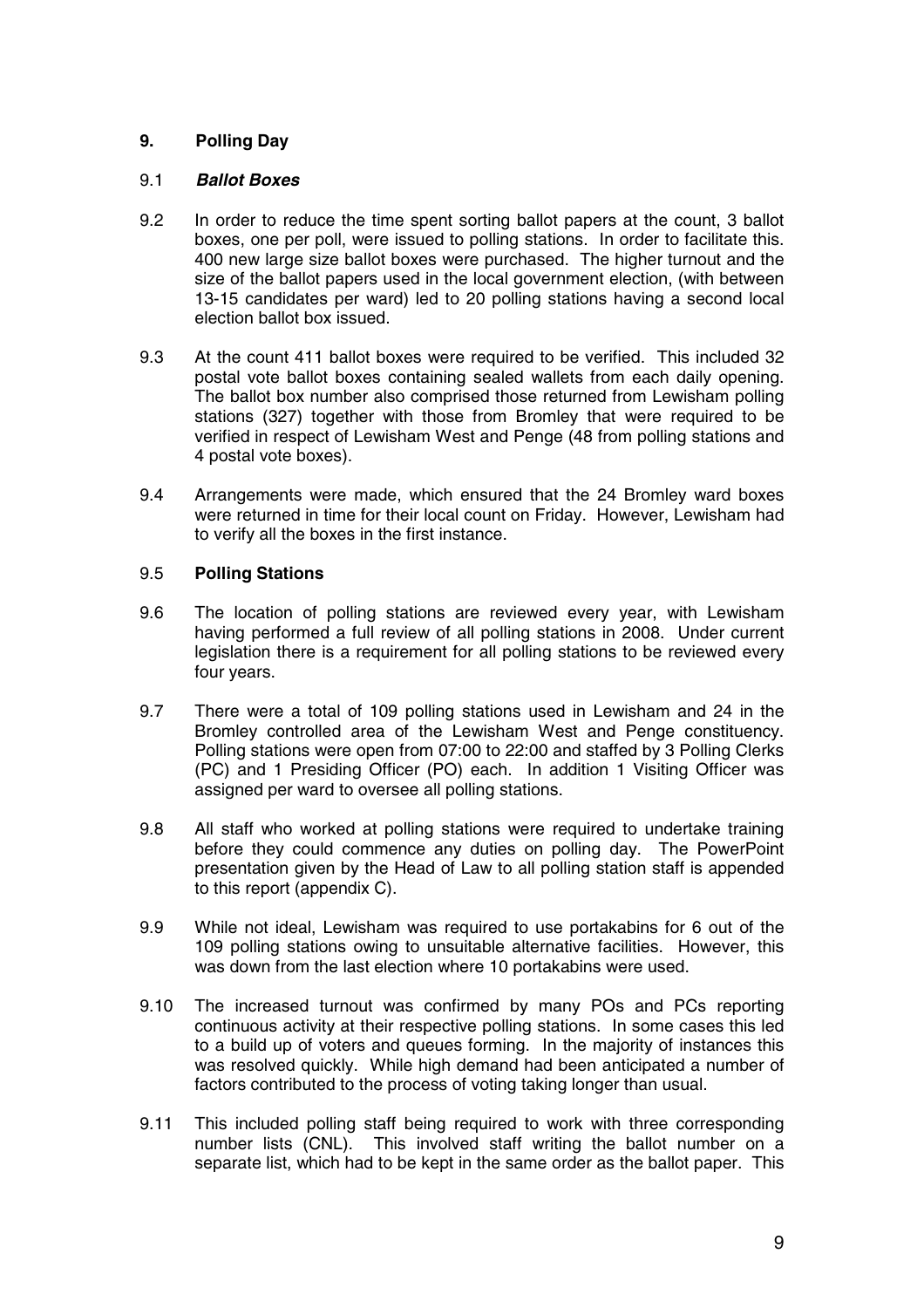## 9. Polling Day

### 9.1 *Ballot Boxes*

9.2 In order to reduce the time spent sorting ballot papers at the count, 3 ballot boxes, one per poll, were issued to polling stations. In order to facilitate this. 400 new large size ballot boxes were purchased. The higher turnout and the size of the ballot papers used in the local government election, (with between 13-15 candidates per ward) led to 20 polling stations having a second local election ballot box issued.

9.3 At the count 411 ballot boxes were required to be verified. This included 32 postal vote ballot boxes containing sealed wallets from each daily opening. The ballot box number also comprised those returned from Lewisham polling stations (327) together with those from Bromley that were required to be verified in respect of Lewisham West and Penge (48 from polling stations and 4 postal vote boxes).

9.4 Arrangements were made, which ensured that the 24 Bromley ward boxes were returned in time for their local count on Friday. However, Lewisham had to verify all the boxes in the first instance.

### 9.5 Polling Stations

9.6 The location of polling stations are reviewed every year, with Lewisham having performed a full review of all polling stations in 2008. Under current legislation there is a requirement for all polling stations to be reviewed every four years.

9.7 There were a total of 109 polling stations used in Lewisham and 24 in the Bromley controlled area of the Lewisham West and Penge constituency. Polling stations were open from 07:00 to 22:00 and staffed by 3 Polling Clerks (PC) and 1 Presiding Officer (PO) each. In addition 1 Visiting Officer was assigned per ward to oversee all polling stations.

9.8 All staff who worked at polling stations were required to undertake training before they could commence any duties on polling day. The PowerPoint presentation given by the Head of Law to all polling station staff is appended to this report (appendix C).

9.9 While not ideal, Lewisham was required to use portakabins for 6 out of the 109 polling stations owing to unsuitable alternative facilities. However, this was down from the last election where 10 portakabins were used.

9.10 The increased turnout was confirmed by many POs and PCs reporting continuous activity at their respective polling stations. In some cases this led to a build up of voters and queues forming. In the majority of instances this was resolved quickly. While high demand had been anticipated a number of factors contributed to the process of voting taking longer than usual.

9.11 This included polling staff being required to work with three corresponding number lists (CNL). This involved staff writing the ballot number on a separate list, which had to be kept in the same order as the ballot paper. This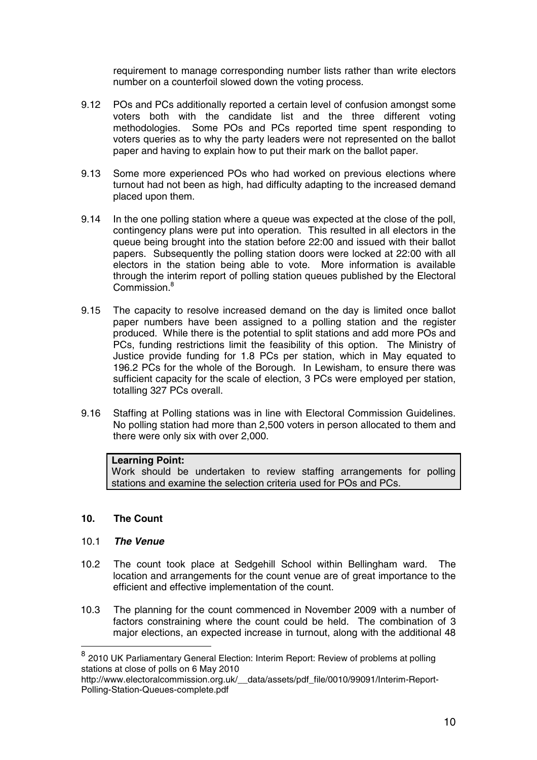requirement to manage corresponding number lists rather than write electors number on a counterfoil slowed down the voting process.

9.12 POs and PCs additionally reported a certain level of confusion amongst some voters both with the candidate list and the three different voting methodologies. Some POs and PCs reported time spent responding to voters queries as to why the party leaders were not represented on the ballot paper and having to explain how to put their mark on the ballot paper.

9.13 Some more experienced POs who had worked on previous elections where turnout had not been as high, had difficulty adapting to the increased demand placed upon them.

9.14 In the one polling station where a queue was expected at the close of the poll, contingency plans were put into operation. This resulted in all electors in the queue being brought into the station before 22:00 and issued with their ballot papers. Subsequently the polling station doors were locked at 22:00 with all electors in the station being able to vote. More information is available through the interim report of polling station queues published by the Electoral Commission.[8]

9.15 The capacity to resolve increased demand on the day is limited once ballot paper numbers have been assigned to a polling station and the register produced. While there is the potential to split stations and add more POs and PCs, funding restrictions limit the feasibility of this option. The Ministry of Justice provide funding for 1.8 PCs per station, which in May equated to 196.2 PCs for the whole of the Borough. In Lewisham, to ensure there was sufficient capacity for the scale of election, 3 PCs were employed per station, totalling 327 PCs overall.

9.16 Staffing at Polling stations was in line with Electoral Commission Guidelines. No polling station had more than 2,500 voters in person allocated to them and there were only six with over 2,000.

> **Learning Point:**
> Work should be undertaken to review staffing arrangements for polling stations and examine the selection criteria used for POs and PCs.

## 10. The Count

### 10.1 *The Venue*

10.2 The count took place at Sedgehill School within Bellingham ward. The location and arrangements for the count venue are of great importance to the efficient and effective implementation of the count.

10.3 The planning for the count commenced in November 2009 with a number of factors constraining where the count could be held. The combination of 3 major elections, an expected increase in turnout, along with the additional 48

---

[8] 2010 UK Parliamentary General Election: Interim Report: Review of problems at polling stations at close of polls on 6 May 2010
http://www.electoralcommission.org.uk/__data/assets/pdf_file/0010/99091/Interim-Report-Polling-Station-Queues-complete.pdf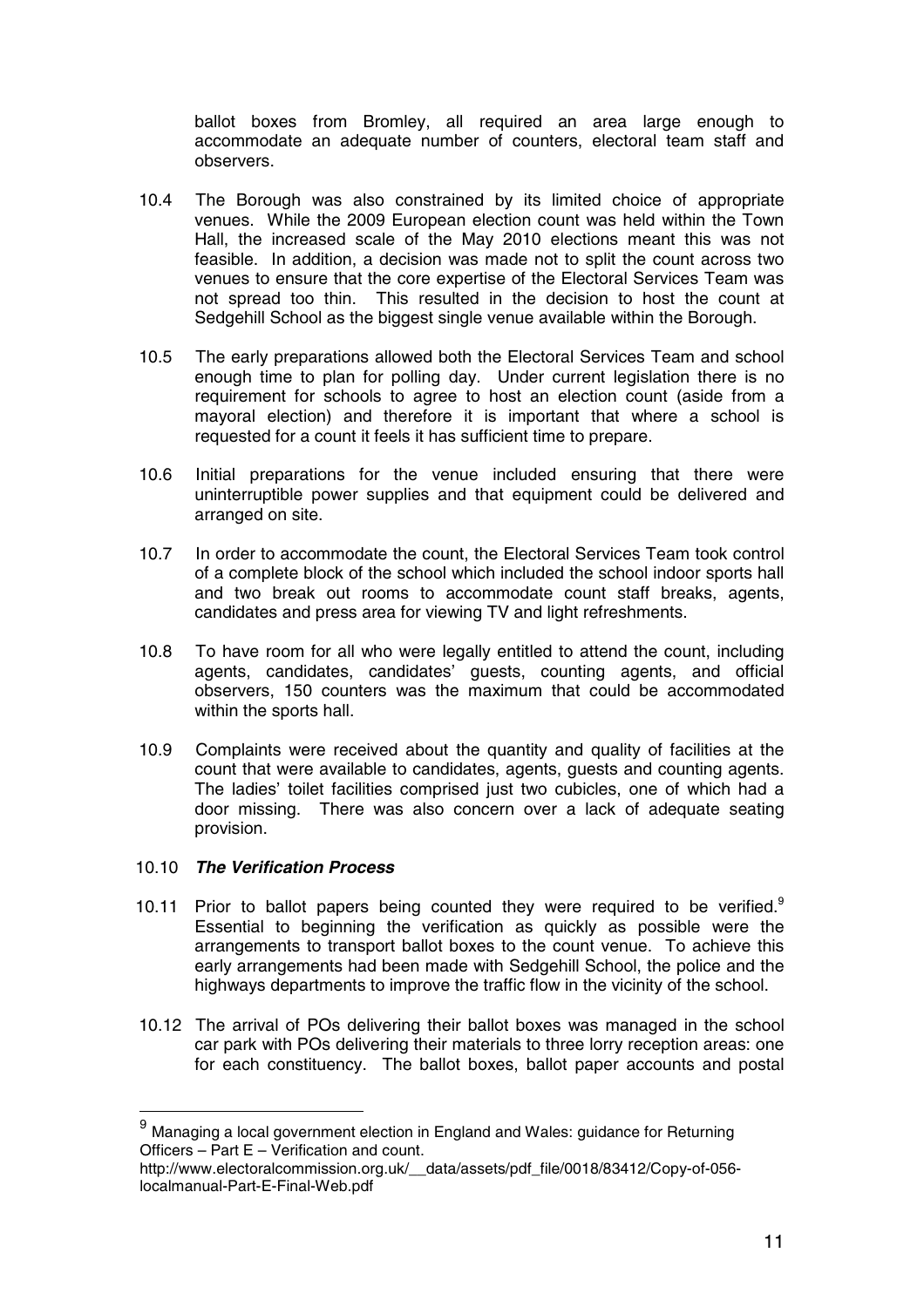ballot boxes from Bromley, all required an area large enough to accommodate an adequate number of counters, electoral team staff and observers.

10.4 The Borough was also constrained by its limited choice of appropriate venues. While the 2009 European election count was held within the Town Hall, the increased scale of the May 2010 elections meant this was not feasible. In addition, a decision was made not to split the count across two venues to ensure that the core expertise of the Electoral Services Team was not spread too thin. This resulted in the decision to host the count at Sedgehill School as the biggest single venue available within the Borough.

10.5 The early preparations allowed both the Electoral Services Team and school enough time to plan for polling day. Under current legislation there is no requirement for schools to agree to host an election count (aside from a mayoral election) and therefore it is important that where a school is requested for a count it feels it has sufficient time to prepare.

10.6 Initial preparations for the venue included ensuring that there were uninterruptible power supplies and that equipment could be delivered and arranged on site.

10.7 In order to accommodate the count, the Electoral Services Team took control of a complete block of the school which included the school indoor sports hall and two break out rooms to accommodate count staff breaks, agents, candidates and press area for viewing TV and light refreshments.

10.8 To have room for all who were legally entitled to attend the count, including agents, candidates, candidates' guests, counting agents, and official observers, 150 counters was the maximum that could be accommodated within the sports hall.

10.9 Complaints were received about the quantity and quality of facilities at the count that were available to candidates, agents, guests and counting agents. The ladies' toilet facilities comprised just two cubicles, one of which had a door missing. There was also concern over a lack of adequate seating provision.

10.10 ***The Verification Process***

10.11 Prior to ballot papers being counted they were required to be verified.[9] Essential to beginning the verification as quickly as possible were the arrangements to transport ballot boxes to the count venue. To achieve this early arrangements had been made with Sedgehill School, the police and the highways departments to improve the traffic flow in the vicinity of the school.

10.12 The arrival of POs delivering their ballot boxes was managed in the school car park with POs delivering their materials to three lorry reception areas: one for each constituency. The ballot boxes, ballot paper accounts and postal

---

[9] Managing a local government election in England and Wales: guidance for Returning Officers – Part E – Verification and count.
http://www.electoralcommission.org.uk/__data/assets/pdf_file/0018/83412/Copy-of-056-localmanual-Part-E-Final-Web.pdf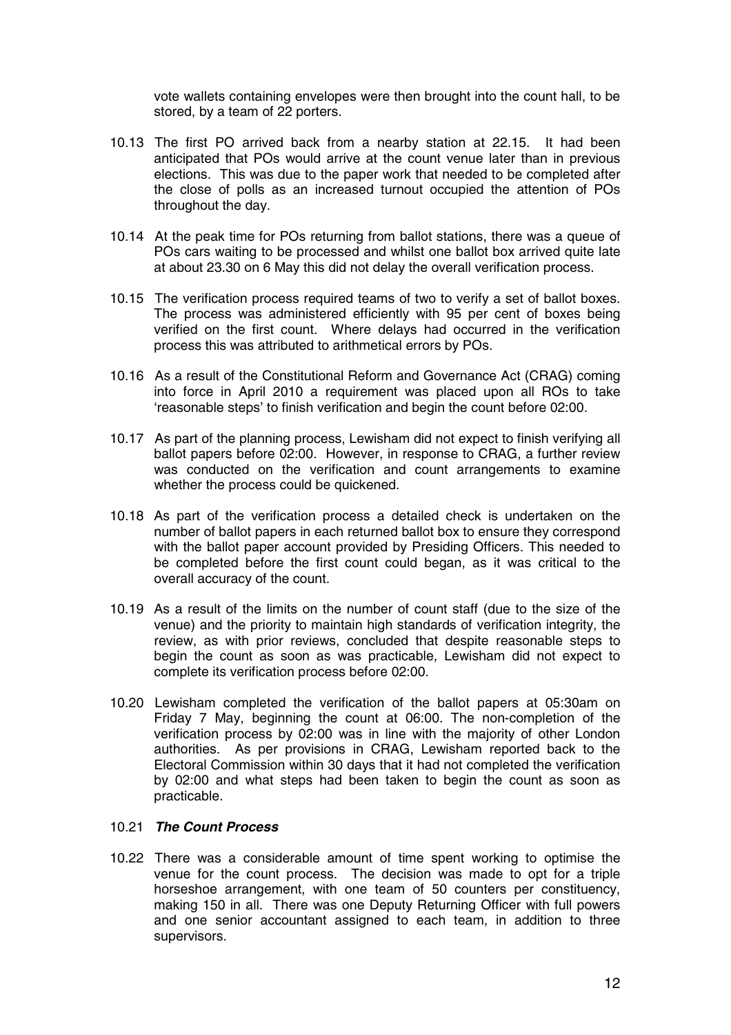vote wallets containing envelopes were then brought into the count hall, to be stored, by a team of 22 porters.

10.13 The first PO arrived back from a nearby station at 22.15. It had been anticipated that POs would arrive at the count venue later than in previous elections. This was due to the paper work that needed to be completed after the close of polls as an increased turnout occupied the attention of POs throughout the day.

10.14 At the peak time for POs returning from ballot stations, there was a queue of POs cars waiting to be processed and whilst one ballot box arrived quite late at about 23.30 on 6 May this did not delay the overall verification process.

10.15 The verification process required teams of two to verify a set of ballot boxes. The process was administered efficiently with 95 per cent of boxes being verified on the first count. Where delays had occurred in the verification process this was attributed to arithmetical errors by POs.

10.16 As a result of the Constitutional Reform and Governance Act (CRAG) coming into force in April 2010 a requirement was placed upon all ROs to take 'reasonable steps' to finish verification and begin the count before 02:00.

10.17 As part of the planning process, Lewisham did not expect to finish verifying all ballot papers before 02:00. However, in response to CRAG, a further review was conducted on the verification and count arrangements to examine whether the process could be quickened.

10.18 As part of the verification process a detailed check is undertaken on the number of ballot papers in each returned ballot box to ensure they correspond with the ballot paper account provided by Presiding Officers. This needed to be completed before the first count could began, as it was critical to the overall accuracy of the count.

10.19 As a result of the limits on the number of count staff (due to the size of the venue) and the priority to maintain high standards of verification integrity, the review, as with prior reviews, concluded that despite reasonable steps to begin the count as soon as was practicable, Lewisham did not expect to complete its verification process before 02:00.

10.20 Lewisham completed the verification of the ballot papers at 05:30am on Friday 7 May, beginning the count at 06:00. The non-completion of the verification process by 02:00 was in line with the majority of other London authorities. As per provisions in CRAG, Lewisham reported back to the Electoral Commission within 30 days that it had not completed the verification by 02:00 and what steps had been taken to begin the count as soon as practicable.

10.21 ***The Count Process***

10.22 There was a considerable amount of time spent working to optimise the venue for the count process. The decision was made to opt for a triple horseshoe arrangement, with one team of 50 counters per constituency, making 150 in all. There was one Deputy Returning Officer with full powers and one senior accountant assigned to each team, in addition to three supervisors.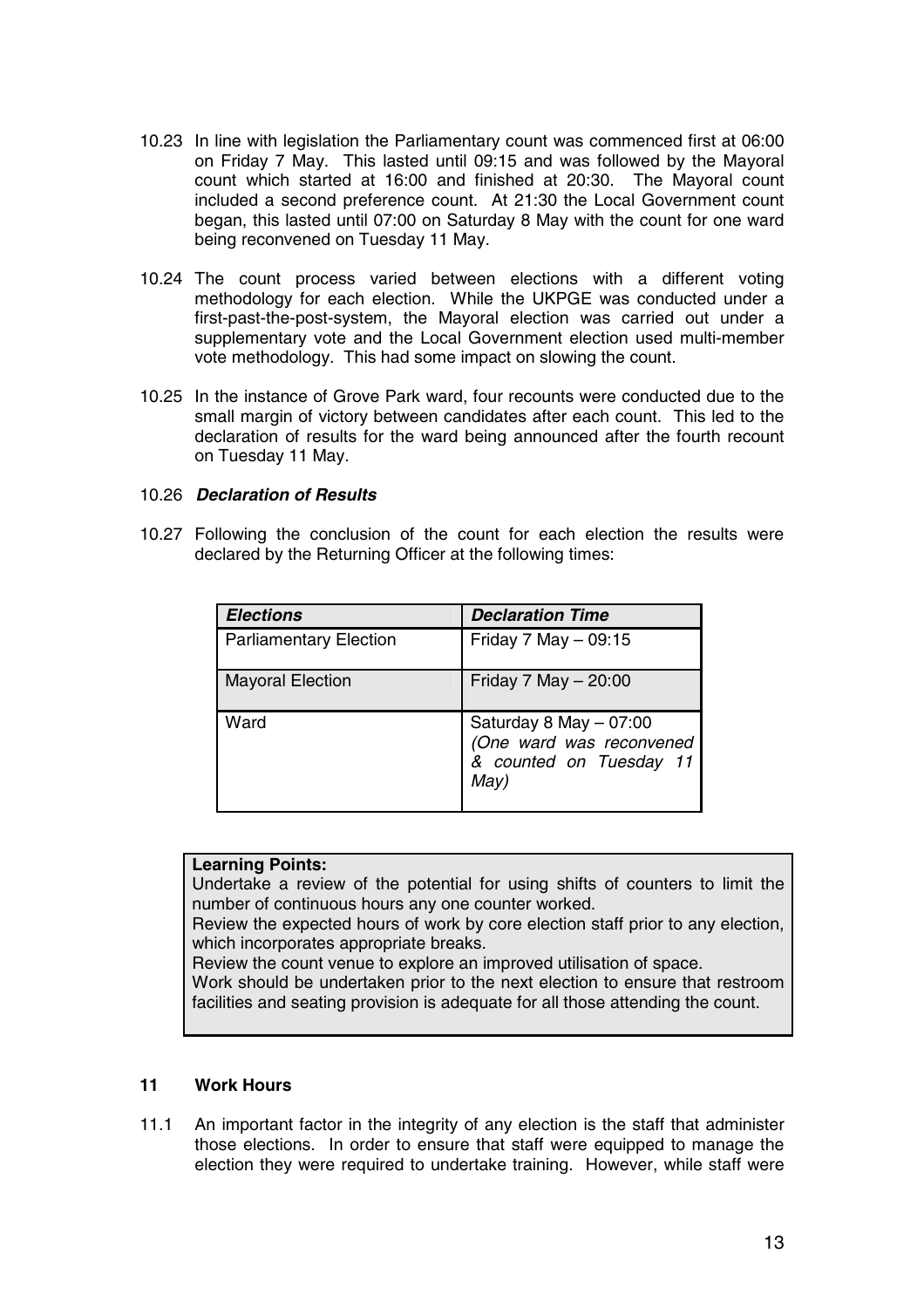10.23 In line with legislation the Parliamentary count was commenced first at 06:00 on Friday 7 May. This lasted until 09:15 and was followed by the Mayoral count which started at 16:00 and finished at 20:30. The Mayoral count included a second preference count. At 21:30 the Local Government count began, this lasted until 07:00 on Saturday 8 May with the count for one ward being reconvened on Tuesday 11 May.

10.24 The count process varied between elections with a different voting methodology for each election. While the UKPGE was conducted under a first-past-the-post-system, the Mayoral election was carried out under a supplementary vote and the Local Government election used multi-member vote methodology. This had some impact on slowing the count.

10.25 In the instance of Grove Park ward, four recounts were conducted due to the small margin of victory between candidates after each count. This led to the declaration of results for the ward being announced after the fourth recount on Tuesday 11 May.

10.26 ***Declaration of Results***

10.27 Following the conclusion of the count for each election the results were declared by the Returning Officer at the following times:

| ***Elections*** | ***Declaration Time*** |
|---|---|
| Parliamentary Election | Friday 7 May – 09:15 |
| Mayoral Election | Friday 7 May – 20:00 |
| Ward | Saturday 8 May – 07:00 *(One ward was reconvened & counted on Tuesday 11 May)* |

**Learning Points:**
Undertake a review of the potential for using shifts of counters to limit the number of continuous hours any one counter worked.
Review the expected hours of work by core election staff prior to any election, which incorporates appropriate breaks.
Review the count venue to explore an improved utilisation of space.
Work should be undertaken prior to the next election to ensure that restroom facilities and seating provision is adequate for all those attending the count.

## 11 Work Hours

11.1 An important factor in the integrity of any election is the staff that administer those elections. In order to ensure that staff were equipped to manage the election they were required to undertake training. However, while staff were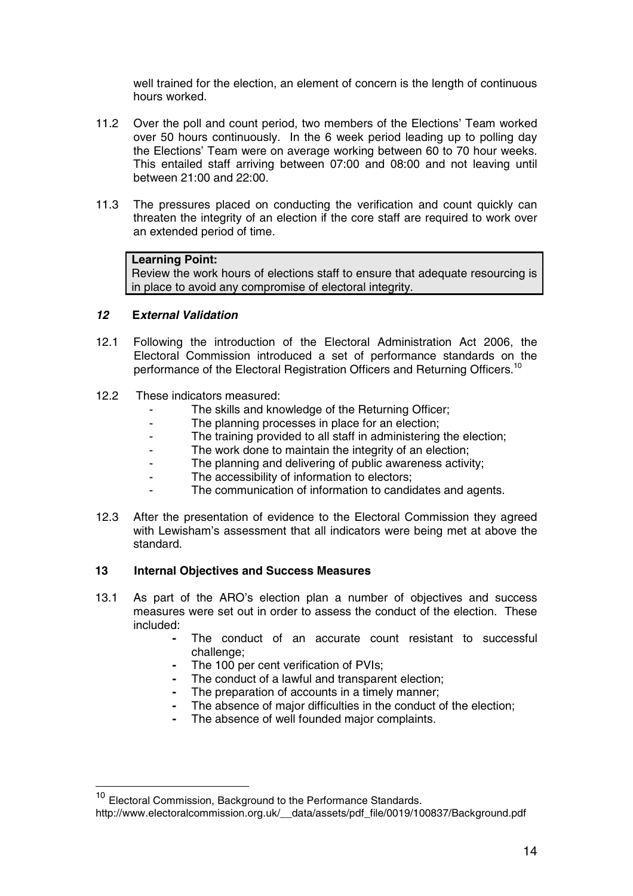well trained for the election, an element of concern is the length of continuous hours worked.

11.2 Over the poll and count period, two members of the Elections' Team worked over 50 hours continuously. In the 6 week period leading up to polling day the Elections' Team were on average working between 60 to 70 hour weeks. This entailed staff arriving between 07:00 and 08:00 and not leaving until between 21:00 and 22:00.

11.3 The pressures placed on conducting the verification and count quickly can threaten the integrity of an election if the core staff are required to work over an extended period of time.

> **Learning Point:**
> Review the work hours of elections staff to ensure that adequate resourcing is in place to avoid any compromise of electoral integrity.

## *12 External Validation*

12.1 Following the introduction of the Electoral Administration Act 2006, the Electoral Commission introduced a set of performance standards on the performance of the Electoral Registration Officers and Returning Officers.[10]

12.2 These indicators measured:

- The skills and knowledge of the Returning Officer;
- The planning processes in place for an election;
- The training provided to all staff in administering the election;
- The work done to maintain the integrity of an election;
- The planning and delivering of public awareness activity;
- The accessibility of information to electors;
- The communication of information to candidates and agents.

12.3 After the presentation of evidence to the Electoral Commission they agreed with Lewisham's assessment that all indicators were being met at above the standard.

## 13 Internal Objectives and Success Measures

13.1 As part of the ARO's election plan a number of objectives and success measures were set out in order to assess the conduct of the election. These included:

- The conduct of an accurate count resistant to successful challenge;
- The 100 per cent verification of PVIs;
- The conduct of a lawful and transparent election;
- The preparation of accounts in a timely manner;
- The absence of major difficulties in the conduct of the election;
- The absence of well founded major complaints.

---

[10] Electoral Commission, Background to the Performance Standards. http://www.electoralcommission.org.uk/__data/assets/pdf_file/0019/100837/Background.pdf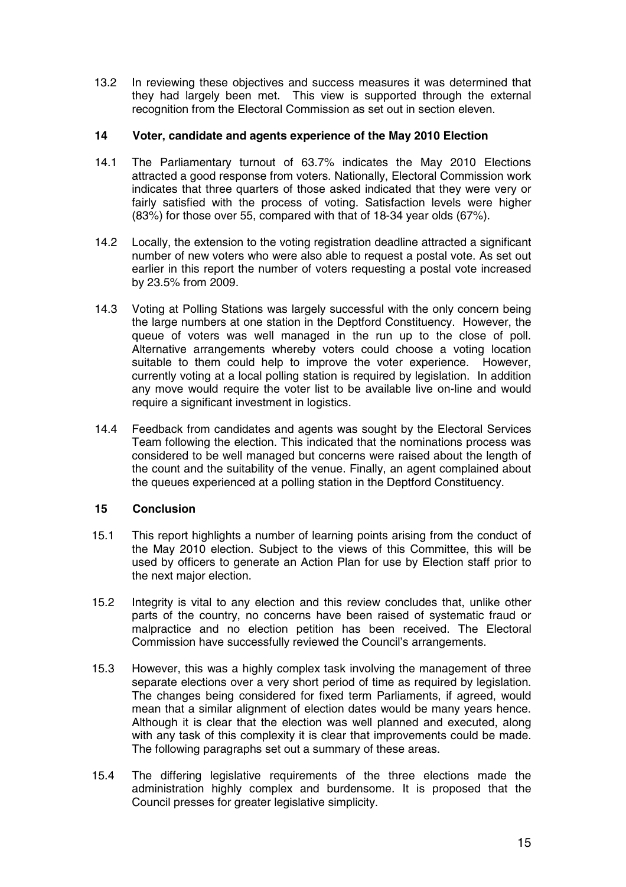13.2 In reviewing these objectives and success measures it was determined that they had largely been met. This view is supported through the external recognition from the Electoral Commission as set out in section eleven.

## 14 Voter, candidate and agents experience of the May 2010 Election

14.1 The Parliamentary turnout of 63.7% indicates the May 2010 Elections attracted a good response from voters. Nationally, Electoral Commission work indicates that three quarters of those asked indicated that they were very or fairly satisfied with the process of voting. Satisfaction levels were higher (83%) for those over 55, compared with that of 18-34 year olds (67%).

14.2 Locally, the extension to the voting registration deadline attracted a significant number of new voters who were also able to request a postal vote. As set out earlier in this report the number of voters requesting a postal vote increased by 23.5% from 2009.

14.3 Voting at Polling Stations was largely successful with the only concern being the large numbers at one station in the Deptford Constituency. However, the queue of voters was well managed in the run up to the close of poll. Alternative arrangements whereby voters could choose a voting location suitable to them could help to improve the voter experience. However, currently voting at a local polling station is required by legislation. In addition any move would require the voter list to be available live on-line and would require a significant investment in logistics.

14.4 Feedback from candidates and agents was sought by the Electoral Services Team following the election. This indicated that the nominations process was considered to be well managed but concerns were raised about the length of the count and the suitability of the venue. Finally, an agent complained about the queues experienced at a polling station in the Deptford Constituency.

## 15 Conclusion

15.1 This report highlights a number of learning points arising from the conduct of the May 2010 election. Subject to the views of this Committee, this will be used by officers to generate an Action Plan for use by Election staff prior to the next major election.

15.2 Integrity is vital to any election and this review concludes that, unlike other parts of the country, no concerns have been raised of systematic fraud or malpractice and no election petition has been received. The Electoral Commission have successfully reviewed the Council's arrangements.

15.3 However, this was a highly complex task involving the management of three separate elections over a very short period of time as required by legislation. The changes being considered for fixed term Parliaments, if agreed, would mean that a similar alignment of election dates would be many years hence. Although it is clear that the election was well planned and executed, along with any task of this complexity it is clear that improvements could be made. The following paragraphs set out a summary of these areas.

15.4 The differing legislative requirements of the three elections made the administration highly complex and burdensome. It is proposed that the Council presses for greater legislative simplicity.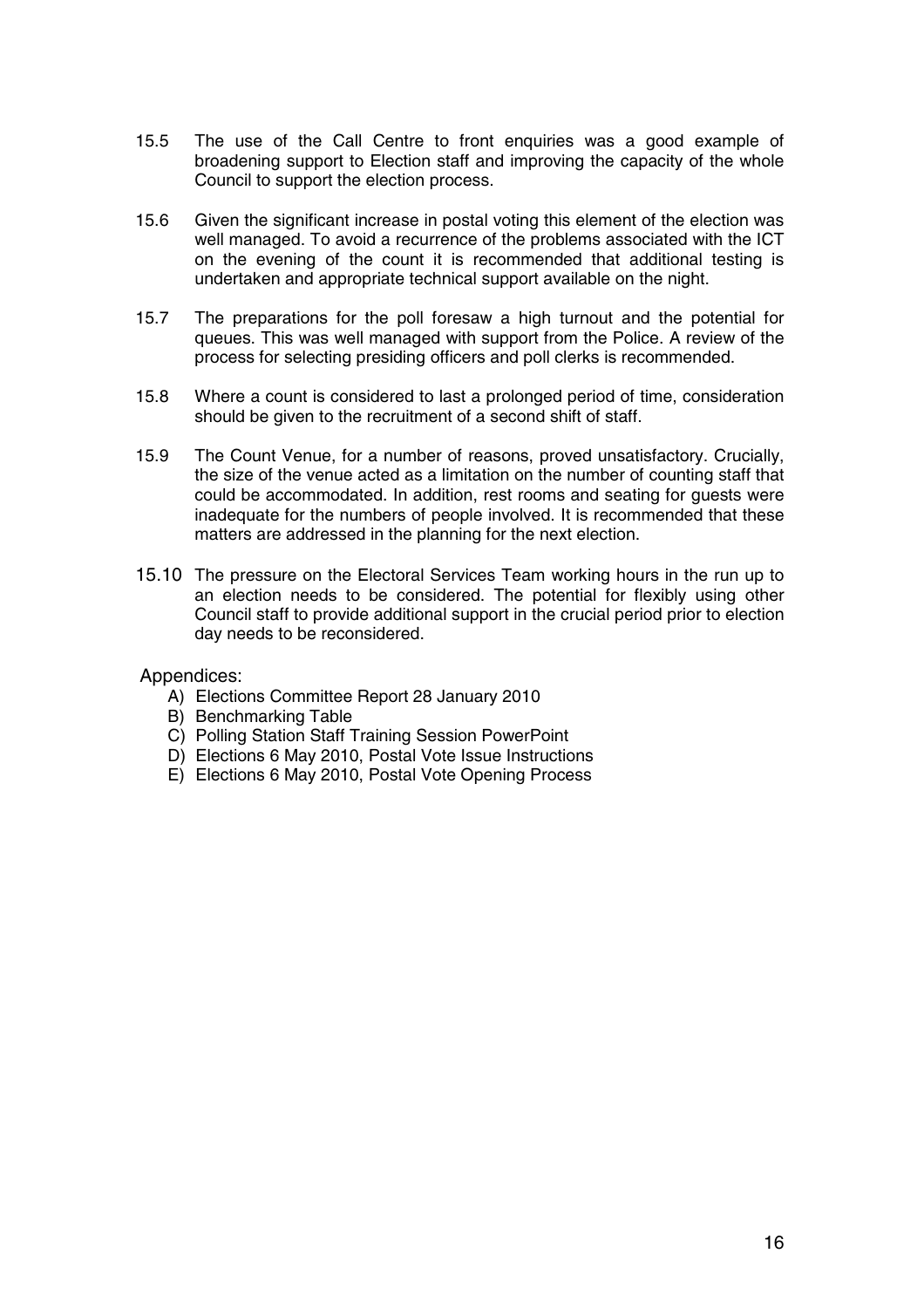15.5 The use of the Call Centre to front enquiries was a good example of broadening support to Election staff and improving the capacity of the whole Council to support the election process.

15.6 Given the significant increase in postal voting this element of the election was well managed. To avoid a recurrence of the problems associated with the ICT on the evening of the count it is recommended that additional testing is undertaken and appropriate technical support available on the night.

15.7 The preparations for the poll foresaw a high turnout and the potential for queues. This was well managed with support from the Police. A review of the process for selecting presiding officers and poll clerks is recommended.

15.8 Where a count is considered to last a prolonged period of time, consideration should be given to the recruitment of a second shift of staff.

15.9 The Count Venue, for a number of reasons, proved unsatisfactory. Crucially, the size of the venue acted as a limitation on the number of counting staff that could be accommodated. In addition, rest rooms and seating for guests were inadequate for the numbers of people involved. It is recommended that these matters are addressed in the planning for the next election.

15.10 The pressure on the Electoral Services Team working hours in the run up to an election needs to be considered. The potential for flexibly using other Council staff to provide additional support in the crucial period prior to election day needs to be reconsidered.

Appendices:

A) Elections Committee Report 28 January 2010
B) Benchmarking Table
C) Polling Station Staff Training Session PowerPoint
D) Elections 6 May 2010, Postal Vote Issue Instructions
E) Elections 6 May 2010, Postal Vote Opening Process